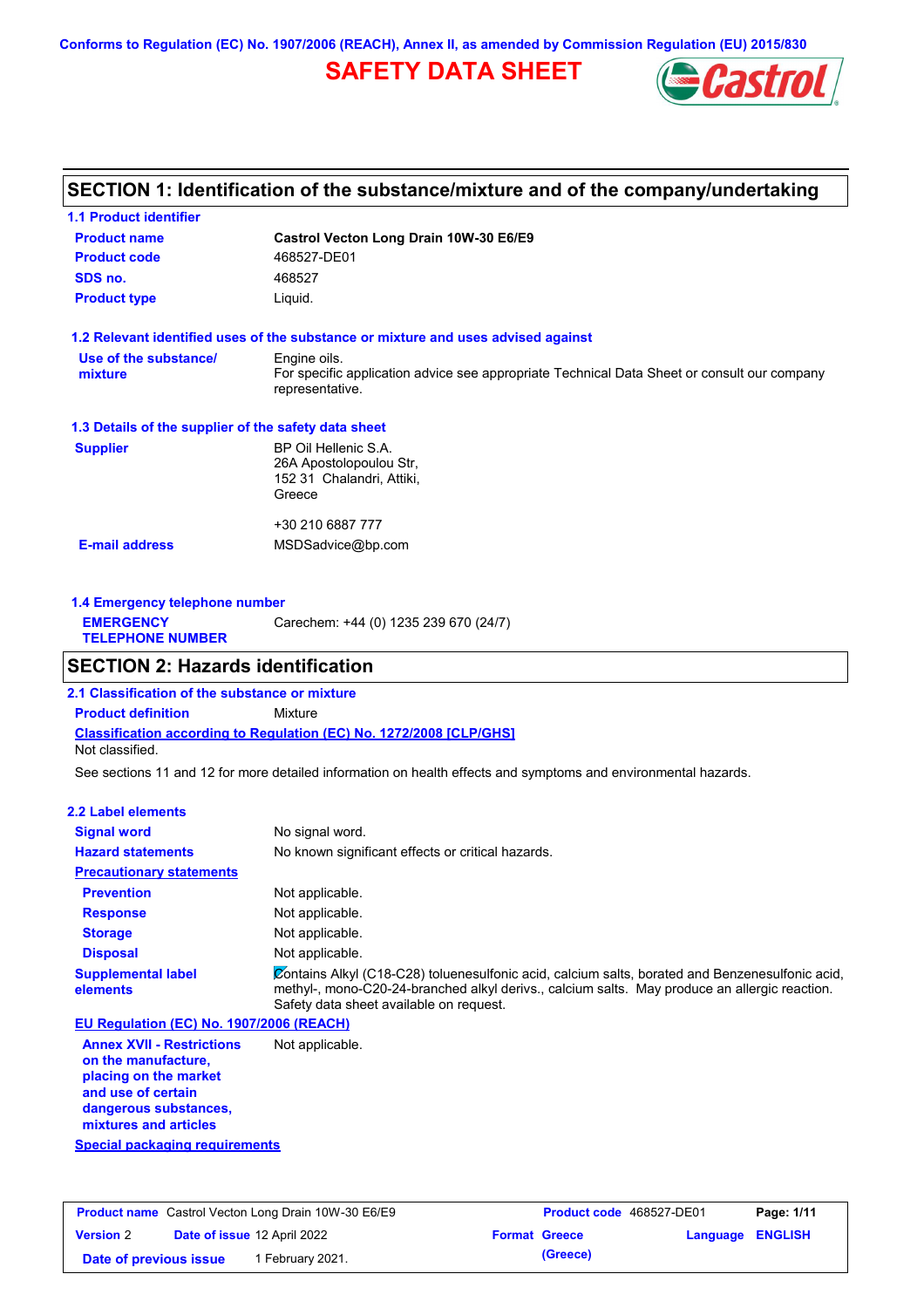Conforms to Regulation (EC) No. 1907/2006 (REACH), Annex II, as amended by Commission Regulation (EU) 2015/830

# SAFETY DATA SHEET

## SECTION 1: Identification of the substance/mixture and of the company/undertaking

### 1.1 Product identifier

| | |
|---|---|
| **Product name** | **Castrol Vecton Long Drain 10W-30 E6/E9** |
| **Product code** | 468527-DE01 |
| **SDS no.** | 468527 |
| **Product type** | Liquid. |

### 1.2 Relevant identified uses of the substance or mixture and uses advised against

**Use of the substance/ mixture**: Engine oils.
For specific application advice see appropriate Technical Data Sheet or consult our company representative.

### 1.3 Details of the supplier of the safety data sheet

**Supplier**: BP Oil Hellenic S.A.
26A Apostolopoulou Str,
152 31 Chalandri, Attiki,
Greece

+30 210 6887 777

**E-mail address**: MSDSadvice@bp.com

### 1.4 Emergency telephone number

**EMERGENCY TELEPHONE NUMBER**: Carechem: +44 (0) 1235 239 670 (24/7)

## SECTION 2: Hazards identification

### 2.1 Classification of the substance or mixture

**Product definition**: Mixture

**Classification according to Regulation (EC) No. 1272/2008 [CLP/GHS]**
Not classified.

See sections 11 and 12 for more detailed information on health effects and symptoms and environmental hazards.

### 2.2 Label elements

**Signal word**: No signal word.

**Hazard statements**: No known significant effects or critical hazards.

**Precautionary statements**

- **Prevention**: Not applicable.
- **Response**: Not applicable.
- **Storage**: Not applicable.
- **Disposal**: Not applicable.

**Supplemental label elements**: Contains Alkyl (C18-C28) toluenesulfonic acid, calcium salts, borated and Benzenesulfonic acid, methyl-, mono-C20-24-branched alkyl derivs., calcium salts. May produce an allergic reaction. Safety data sheet available on request.

**EU Regulation (EC) No. 1907/2006 (REACH)**

**Annex XVII - Restrictions on the manufacture, placing on the market and use of certain dangerous substances, mixtures and articles**: Not applicable.

**Special packaging requirements**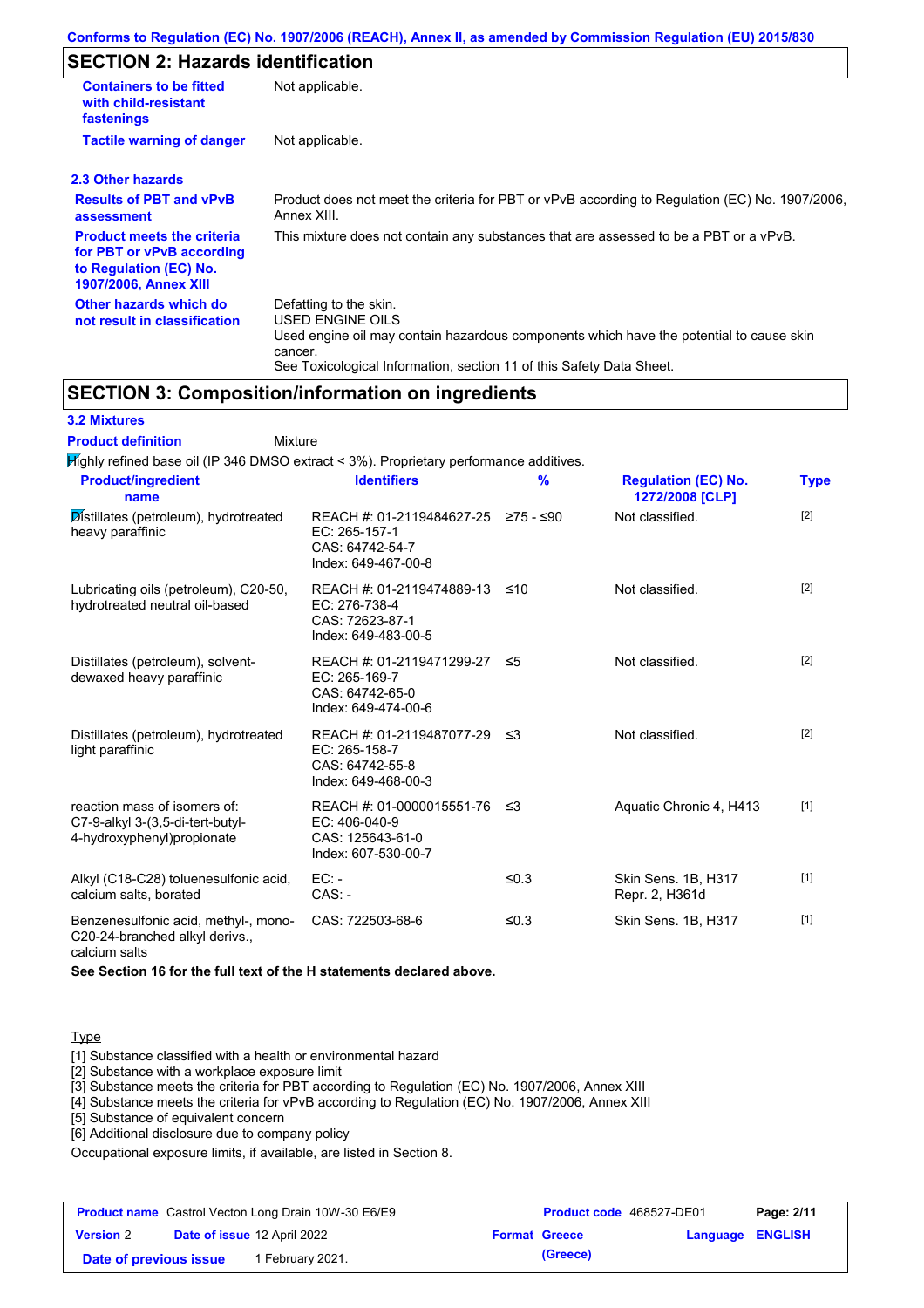Conforms to Regulation (EC) No. 1907/2006 (REACH), Annex II, as amended by Commission Regulation (EU) 2015/830

## SECTION 2: Hazards identification

| | |
|---|---|
| **Containers to be fitted with child-resistant fastenings** | Not applicable. |
| **Tactile warning of danger** | Not applicable. |

### 2.3 Other hazards

| | |
|---|---|
| **Results of PBT and vPvB assessment** | Product does not meet the criteria for PBT or vPvB according to Regulation (EC) No. 1907/2006, Annex XIII. |
| **Product meets the criteria for PBT or vPvB according to Regulation (EC) No. 1907/2006, Annex XIII** | This mixture does not contain any substances that are assessed to be a PBT or a vPvB. |
| **Other hazards which do not result in classification** | Defatting to the skin.<br>USED ENGINE OILS<br>Used engine oil may contain hazardous components which have the potential to cause skin cancer.<br>See Toxicological Information, section 11 of this Safety Data Sheet. |

## SECTION 3: Composition/information on ingredients

### 3.2 Mixtures

**Product definition** Mixture

Highly refined base oil (IP 346 DMSO extract < 3%). Proprietary performance additives.

| Product/ingredient name | Identifiers | % | Regulation (EC) No. 1272/2008 [CLP] | Type |
|---|---|---|---|---|
| Distillates (petroleum), hydrotreated heavy paraffinic | REACH #: 01-2119484627-25<br>EC: 265-157-1<br>CAS: 64742-54-7<br>Index: 649-467-00-8 | ≥75 - ≤90 | Not classified. | [2] |
| Lubricating oils (petroleum), C20-50, hydrotreated neutral oil-based | REACH #: 01-2119474889-13<br>EC: 276-738-4<br>CAS: 72623-87-1<br>Index: 649-483-00-5 | ≤10 | Not classified. | [2] |
| Distillates (petroleum), solvent-dewaxed heavy paraffinic | REACH #: 01-2119471299-27<br>EC: 265-169-7<br>CAS: 64742-65-0<br>Index: 649-474-00-6 | ≤5 | Not classified. | [2] |
| Distillates (petroleum), hydrotreated light paraffinic | REACH #: 01-2119487077-29<br>EC: 265-158-7<br>CAS: 64742-55-8<br>Index: 649-468-00-3 | ≤3 | Not classified. | [2] |
| reaction mass of isomers of: C7-9-alkyl 3-(3,5-di-tert-butyl-4-hydroxyphenyl)propionate | REACH #: 01-0000015551-76<br>EC: 406-040-9<br>CAS: 125643-61-0<br>Index: 607-530-00-7 | ≤3 | Aquatic Chronic 4, H413 | [1] |
| Alkyl (C18-C28) toluenesulfonic acid, calcium salts, borated | EC: -<br>CAS: - | ≤0.3 | Skin Sens. 1B, H317<br>Repr. 2, H361d | [1] |
| Benzenesulfonic acid, methyl-, mono-C20-24-branched alkyl derivs., calcium salts | CAS: 722503-68-6 | ≤0.3 | Skin Sens. 1B, H317 | [1] |

**See Section 16 for the full text of the H statements declared above.**

Type

[1] Substance classified with a health or environmental hazard
[2] Substance with a workplace exposure limit
[3] Substance meets the criteria for PBT according to Regulation (EC) No. 1907/2006, Annex XIII
[4] Substance meets the criteria for vPvB according to Regulation (EC) No. 1907/2006, Annex XIII
[5] Substance of equivalent concern
[6] Additional disclosure due to company policy

Occupational exposure limits, if available, are listed in Section 8.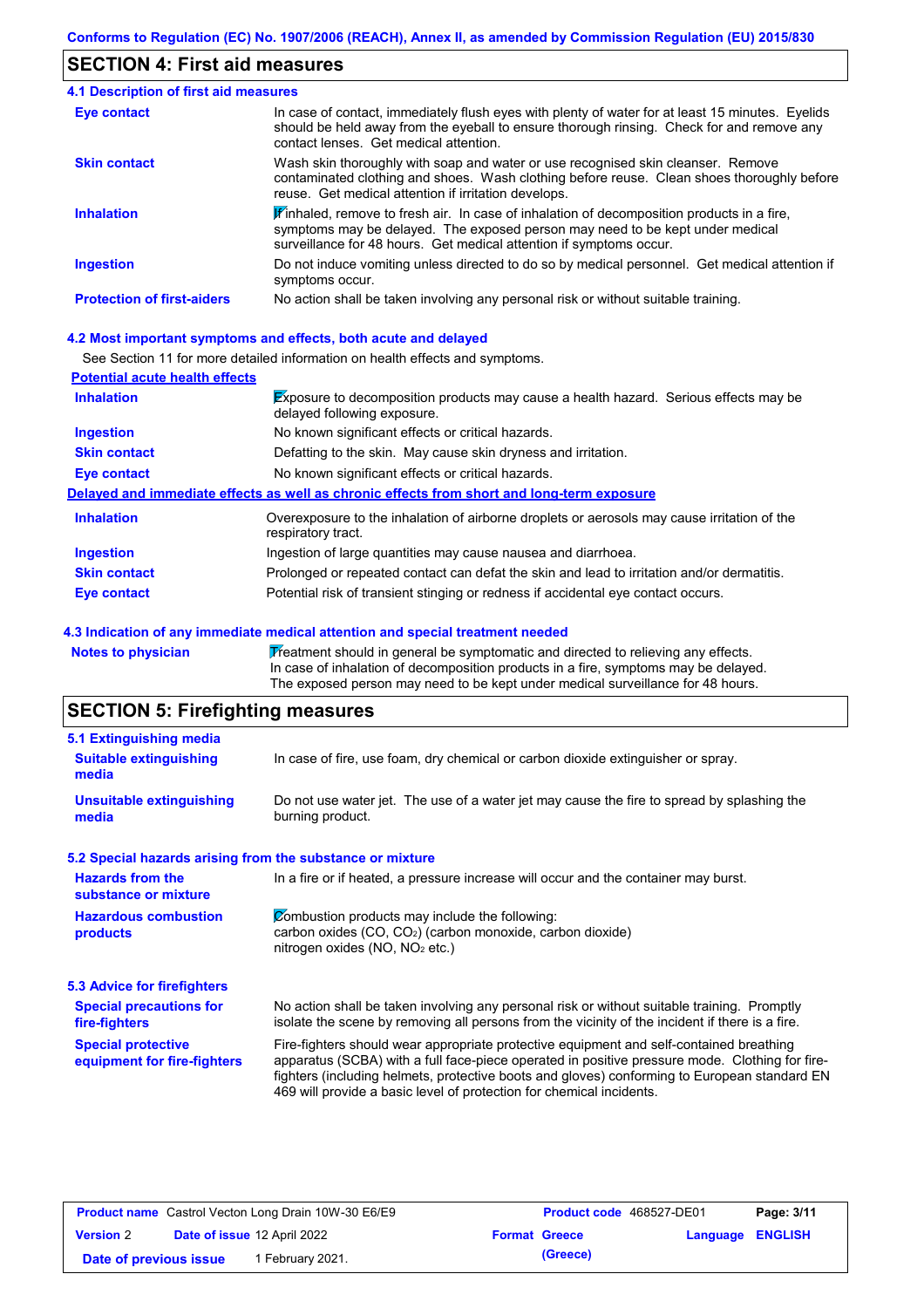## SECTION 4: First aid measures

### 4.1 Description of first aid measures

| | |
|---|---|
| **Eye contact** | In case of contact, immediately flush eyes with plenty of water for at least 15 minutes. Eyelids should be held away from the eyeball to ensure thorough rinsing. Check for and remove any contact lenses. Get medical attention. |
| **Skin contact** | Wash skin thoroughly with soap and water or use recognised skin cleanser. Remove contaminated clothing and shoes. Wash clothing before reuse. Clean shoes thoroughly before reuse. Get medical attention if irritation develops. |
| **Inhalation** | If inhaled, remove to fresh air. In case of inhalation of decomposition products in a fire, symptoms may be delayed. The exposed person may need to be kept under medical surveillance for 48 hours. Get medical attention if symptoms occur. |
| **Ingestion** | Do not induce vomiting unless directed to do so by medical personnel. Get medical attention if symptoms occur. |
| **Protection of first-aiders** | No action shall be taken involving any personal risk or without suitable training. |

### 4.2 Most important symptoms and effects, both acute and delayed

See Section 11 for more detailed information on health effects and symptoms.

**Potential acute health effects**

| | |
|---|---|
| **Inhalation** | Exposure to decomposition products may cause a health hazard. Serious effects may be delayed following exposure. |
| **Ingestion** | No known significant effects or critical hazards. |
| **Skin contact** | Defatting to the skin. May cause skin dryness and irritation. |
| **Eye contact** | No known significant effects or critical hazards. |

**Delayed and immediate effects as well as chronic effects from short and long-term exposure**

| | |
|---|---|
| **Inhalation** | Overexposure to the inhalation of airborne droplets or aerosols may cause irritation of the respiratory tract. |
| **Ingestion** | Ingestion of large quantities may cause nausea and diarrhoea. |
| **Skin contact** | Prolonged or repeated contact can defat the skin and lead to irritation and/or dermatitis. |
| **Eye contact** | Potential risk of transient stinging or redness if accidental eye contact occurs. |

### 4.3 Indication of any immediate medical attention and special treatment needed

| | |
|---|---|
| **Notes to physician** | Treatment should in general be symptomatic and directed to relieving any effects. In case of inhalation of decomposition products in a fire, symptoms may be delayed. The exposed person may need to be kept under medical surveillance for 48 hours. |

## SECTION 5: Firefighting measures

### 5.1 Extinguishing media

| | |
|---|---|
| **Suitable extinguishing media** | In case of fire, use foam, dry chemical or carbon dioxide extinguisher or spray. |
| **Unsuitable extinguishing media** | Do not use water jet. The use of a water jet may cause the fire to spread by splashing the burning product. |

### 5.2 Special hazards arising from the substance or mixture

| | |
|---|---|
| **Hazards from the substance or mixture** | In a fire or if heated, a pressure increase will occur and the container may burst. |
| **Hazardous combustion products** | Combustion products may include the following: carbon oxides ($CO$, $CO_2$) (carbon monoxide, carbon dioxide) nitrogen oxides ($NO$, $NO_2$ etc.) |

### 5.3 Advice for firefighters

| | |
|---|---|
| **Special precautions for fire-fighters** | No action shall be taken involving any personal risk or without suitable training. Promptly isolate the scene by removing all persons from the vicinity of the incident if there is a fire. |
| **Special protective equipment for fire-fighters** | Fire-fighters should wear appropriate protective equipment and self-contained breathing apparatus (SCBA) with a full face-piece operated in positive pressure mode. Clothing for fire-fighters (including helmets, protective boots and gloves) conforming to European standard EN 469 will provide a basic level of protection for chemical incidents. |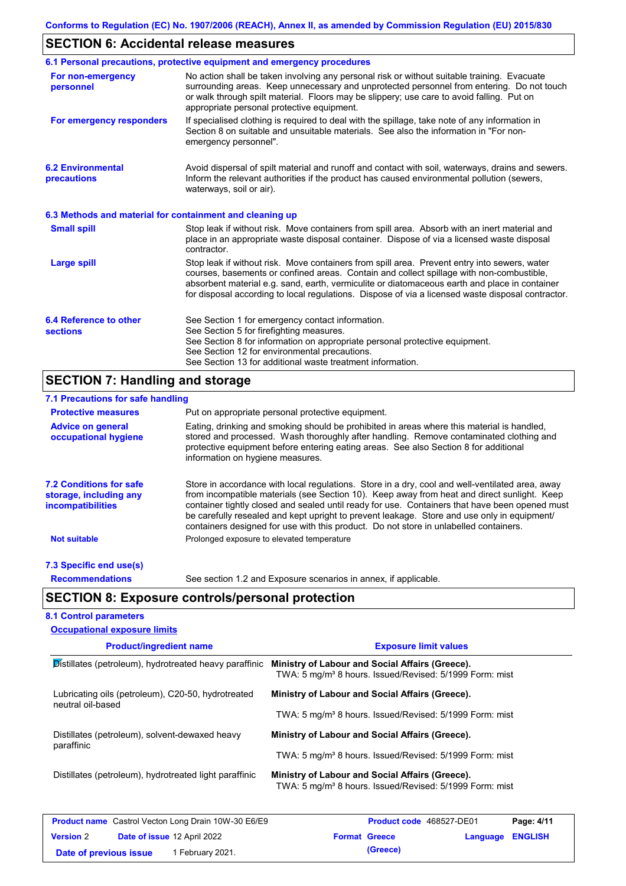## SECTION 6: Accidental release measures

### 6.1 Personal precautions, protective equipment and emergency procedures

**For non-emergency personnel**

No action shall be taken involving any personal risk or without suitable training. Evacuate surrounding areas. Keep unnecessary and unprotected personnel from entering. Do not touch or walk through spilt material. Floors may be slippery; use care to avoid falling. Put on appropriate personal protective equipment.

**For emergency responders**

If specialised clothing is required to deal with the spillage, take note of any information in Section 8 on suitable and unsuitable materials. See also the information in "For non-emergency personnel".

### 6.2 Environmental precautions

Avoid dispersal of spilt material and runoff and contact with soil, waterways, drains and sewers. Inform the relevant authorities if the product has caused environmental pollution (sewers, waterways, soil or air).

### 6.3 Methods and material for containment and cleaning up

**Small spill**

Stop leak if without risk. Move containers from spill area. Absorb with an inert material and place in an appropriate waste disposal container. Dispose of via a licensed waste disposal contractor.

**Large spill**

Stop leak if without risk. Move containers from spill area. Prevent entry into sewers, water courses, basements or confined areas. Contain and collect spillage with non-combustible, absorbent material e.g. sand, earth, vermiculite or diatomaceous earth and place in container for disposal according to local regulations. Dispose of via a licensed waste disposal contractor.

### 6.4 Reference to other sections

See Section 1 for emergency contact information.
See Section 5 for firefighting measures.
See Section 8 for information on appropriate personal protective equipment.
See Section 12 for environmental precautions.
See Section 13 for additional waste treatment information.

## SECTION 7: Handling and storage

### 7.1 Precautions for safe handling

**Protective measures**

Put on appropriate personal protective equipment.

**Advice on general occupational hygiene**

Eating, drinking and smoking should be prohibited in areas where this material is handled, stored and processed. Wash thoroughly after handling. Remove contaminated clothing and protective equipment before entering eating areas. See also Section 8 for additional information on hygiene measures.

### 7.2 Conditions for safe storage, including any incompatibilities

Store in accordance with local regulations. Store in a dry, cool and well-ventilated area, away from incompatible materials (see Section 10). Keep away from heat and direct sunlight. Keep container tightly closed and sealed until ready for use. Containers that have been opened must be carefully resealed and kept upright to prevent leakage. Store and use only in equipment/ containers designed for use with this product. Do not store in unlabelled containers.

**Not suitable**

Prolonged exposure to elevated temperature

### 7.3 Specific end use(s)

**Recommendations**

See section 1.2 and Exposure scenarios in annex, if applicable.

## SECTION 8: Exposure controls/personal protection

### 8.1 Control parameters

**Occupational exposure limits**

| Product/ingredient name | Exposure limit values |
|---|---|
| Distillates (petroleum), hydrotreated heavy paraffinic | **Ministry of Labour and Social Affairs (Greece).** TWA: 5 mg/m³ 8 hours. Issued/Revised: 5/1999 Form: mist |
| Lubricating oils (petroleum), C20-50, hydrotreated neutral oil-based | **Ministry of Labour and Social Affairs (Greece).** TWA: 5 mg/m³ 8 hours. Issued/Revised: 5/1999 Form: mist |
| Distillates (petroleum), solvent-dewaxed heavy paraffinic | **Ministry of Labour and Social Affairs (Greece).** TWA: 5 mg/m³ 8 hours. Issued/Revised: 5/1999 Form: mist |
| Distillates (petroleum), hydrotreated light paraffinic | **Ministry of Labour and Social Affairs (Greece).** TWA: 5 mg/m³ 8 hours. Issued/Revised: 5/1999 Form: mist |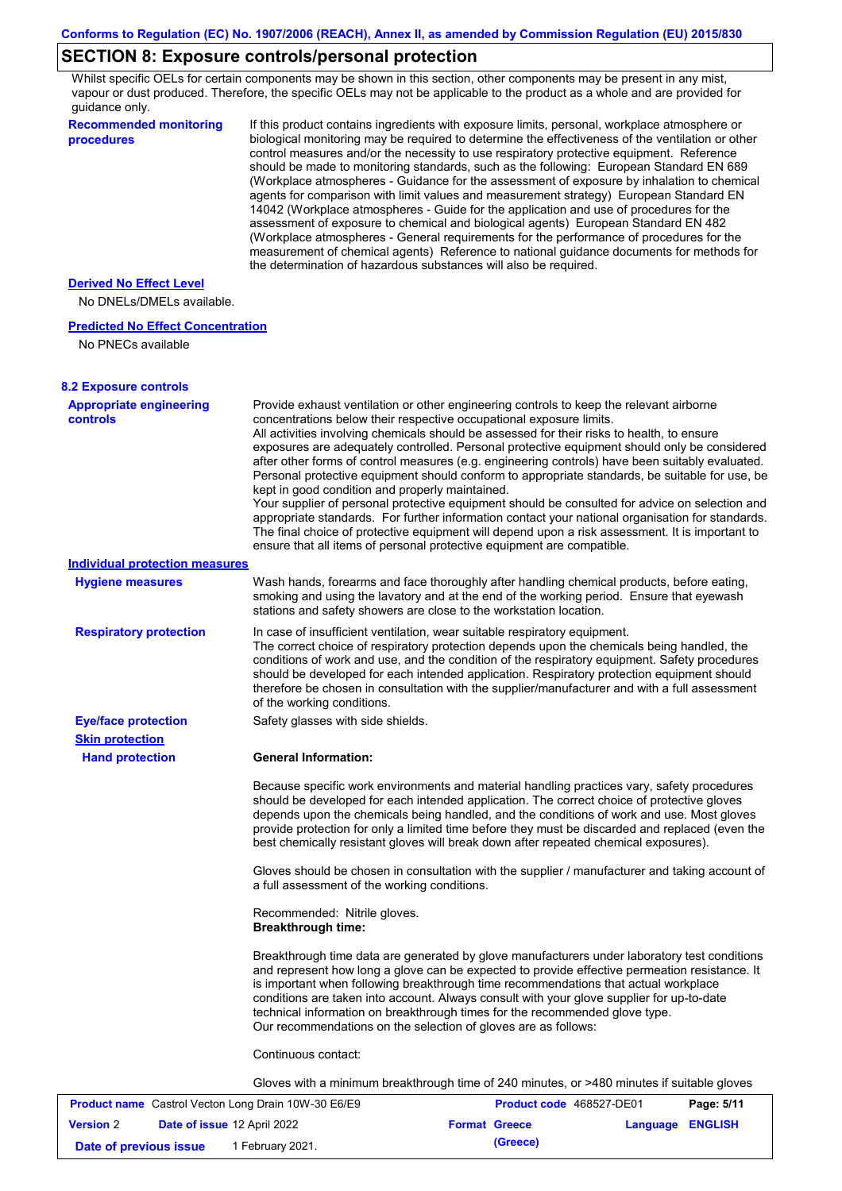## SECTION 8: Exposure controls/personal protection

Whilst specific OELs for certain components may be shown in this section, other components may be present in any mist, vapour or dust produced. Therefore, the specific OELs may not be applicable to the product as a whole and are provided for guidance only.

**Recommended monitoring procedures**

If this product contains ingredients with exposure limits, personal, workplace atmosphere or biological monitoring may be required to determine the effectiveness of the ventilation or other control measures and/or the necessity to use respiratory protective equipment. Reference should be made to monitoring standards, such as the following: European Standard EN 689 (Workplace atmospheres - Guidance for the assessment of exposure by inhalation to chemical agents for comparison with limit values and measurement strategy) European Standard EN 14042 (Workplace atmospheres - Guide for the application and use of procedures for the assessment of exposure to chemical and biological agents) European Standard EN 482 (Workplace atmospheres - General requirements for the performance of procedures for the measurement of chemical agents) Reference to national guidance documents for methods for the determination of hazardous substances will also be required.

**Derived No Effect Level**

No DNELs/DMELs available.

**Predicted No Effect Concentration**

No PNECs available

### 8.2 Exposure controls

**Appropriate engineering controls**

Provide exhaust ventilation or other engineering controls to keep the relevant airborne concentrations below their respective occupational exposure limits.
All activities involving chemicals should be assessed for their risks to health, to ensure exposures are adequately controlled. Personal protective equipment should only be considered after other forms of control measures (e.g. engineering controls) have been suitably evaluated. Personal protective equipment should conform to appropriate standards, be suitable for use, be kept in good condition and properly maintained.
Your supplier of personal protective equipment should be consulted for advice on selection and appropriate standards. For further information contact your national organisation for standards. The final choice of protective equipment will depend upon a risk assessment. It is important to ensure that all items of personal protective equipment are compatible.

**Individual protection measures**

**Hygiene measures**

Wash hands, forearms and face thoroughly after handling chemical products, before eating, smoking and using the lavatory and at the end of the working period. Ensure that eyewash stations and safety showers are close to the workstation location.

**Respiratory protection**

In case of insufficient ventilation, wear suitable respiratory equipment.
The correct choice of respiratory protection depends upon the chemicals being handled, the conditions of work and use, and the condition of the respiratory equipment. Safety procedures should be developed for each intended application. Respiratory protection equipment should therefore be chosen in consultation with the supplier/manufacturer and with a full assessment of the working conditions.

**Eye/face protection**

Safety glasses with side shields.

**Skin protection**

**Hand protection**

**General Information:**

Because specific work environments and material handling practices vary, safety procedures should be developed for each intended application. The correct choice of protective gloves depends upon the chemicals being handled, and the conditions of work and use. Most gloves provide protection for only a limited time before they must be discarded and replaced (even the best chemically resistant gloves will break down after repeated chemical exposures).

Gloves should be chosen in consultation with the supplier / manufacturer and taking account of a full assessment of the working conditions.

Recommended: Nitrile gloves.
**Breakthrough time:**

Breakthrough time data are generated by glove manufacturers under laboratory test conditions and represent how long a glove can be expected to provide effective permeation resistance. It is important when following breakthrough time recommendations that actual workplace conditions are taken into account. Always consult with your glove supplier for up-to-date technical information on breakthrough times for the recommended glove type.
Our recommendations on the selection of gloves are as follows:

Continuous contact:

Gloves with a minimum breakthrough time of 240 minutes, or >480 minutes if suitable gloves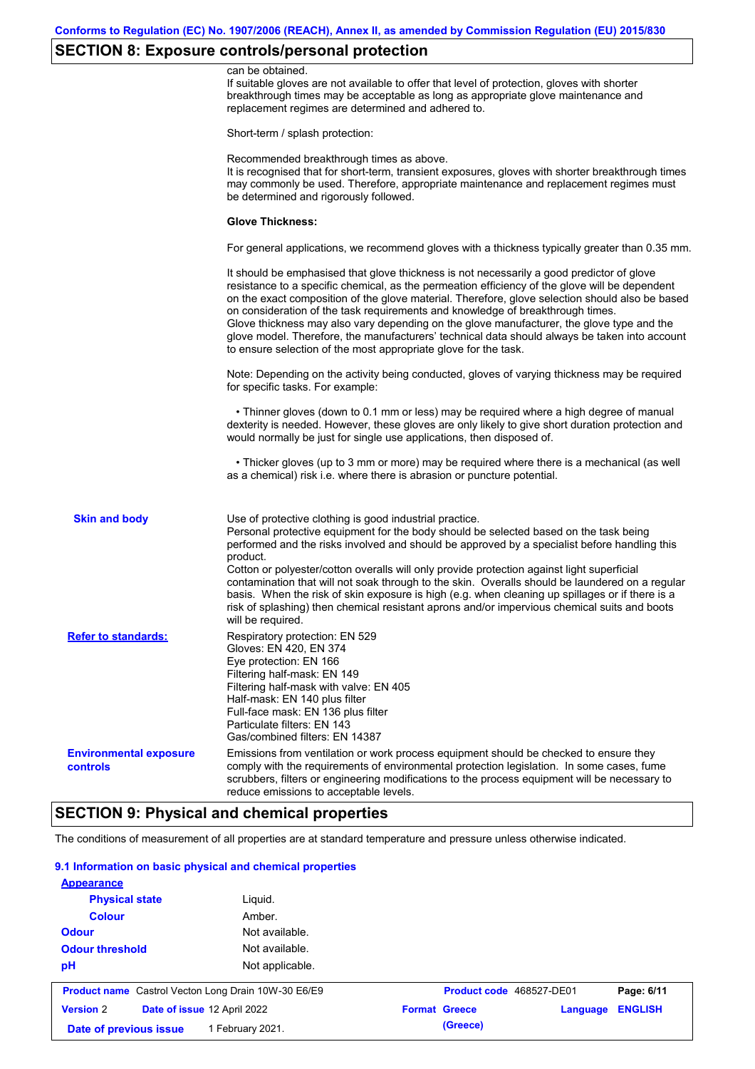## SECTION 8: Exposure controls/personal protection

can be obtained.
If suitable gloves are not available to offer that level of protection, gloves with shorter breakthrough times may be acceptable as long as appropriate glove maintenance and replacement regimes are determined and adhered to.

Short-term / splash protection:

Recommended breakthrough times as above.
It is recognised that for short-term, transient exposures, gloves with shorter breakthrough times may commonly be used. Therefore, appropriate maintenance and replacement regimes must be determined and rigorously followed.

**Glove Thickness:**

For general applications, we recommend gloves with a thickness typically greater than 0.35 mm.

It should be emphasised that glove thickness is not necessarily a good predictor of glove resistance to a specific chemical, as the permeation efficiency of the glove will be dependent on the exact composition of the glove material. Therefore, glove selection should also be based on consideration of the task requirements and knowledge of breakthrough times.
Glove thickness may also vary depending on the glove manufacturer, the glove type and the glove model. Therefore, the manufacturers' technical data should always be taken into account to ensure selection of the most appropriate glove for the task.

Note: Depending on the activity being conducted, gloves of varying thickness may be required for specific tasks. For example:

• Thinner gloves (down to 0.1 mm or less) may be required where a high degree of manual dexterity is needed. However, these gloves are only likely to give short duration protection and would normally be just for single use applications, then disposed of.

• Thicker gloves (up to 3 mm or more) may be required where there is a mechanical (as well as a chemical) risk i.e. where there is abrasion or puncture potential.

**Skin and body**

Use of protective clothing is good industrial practice.
Personal protective equipment for the body should be selected based on the task being performed and the risks involved and should be approved by a specialist before handling this product.
Cotton or polyester/cotton overalls will only provide protection against light superficial contamination that will not soak through to the skin. Overalls should be laundered on a regular basis. When the risk of skin exposure is high (e.g. when cleaning up spillages or if there is a risk of splashing) then chemical resistant aprons and/or impervious chemical suits and boots will be required.

**Refer to standards:**

Respiratory protection: EN 529
Gloves: EN 420, EN 374
Eye protection: EN 166
Filtering half-mask: EN 149
Filtering half-mask with valve: EN 405
Half-mask: EN 140 plus filter
Full-face mask: EN 136 plus filter
Particulate filters: EN 143
Gas/combined filters: EN 14387

**Environmental exposure controls**

Emissions from ventilation or work process equipment should be checked to ensure they comply with the requirements of environmental protection legislation. In some cases, fume scrubbers, filters or engineering modifications to the process equipment will be necessary to reduce emissions to acceptable levels.

## SECTION 9: Physical and chemical properties

The conditions of measurement of all properties are at standard temperature and pressure unless otherwise indicated.

### 9.1 Information on basic physical and chemical properties

**Appearance**

| | |
|---|---|
| **Physical state** | Liquid. |
| **Colour** | Amber. |
| **Odour** | Not available. |
| **Odour threshold** | Not available. |
| **pH** | Not applicable. |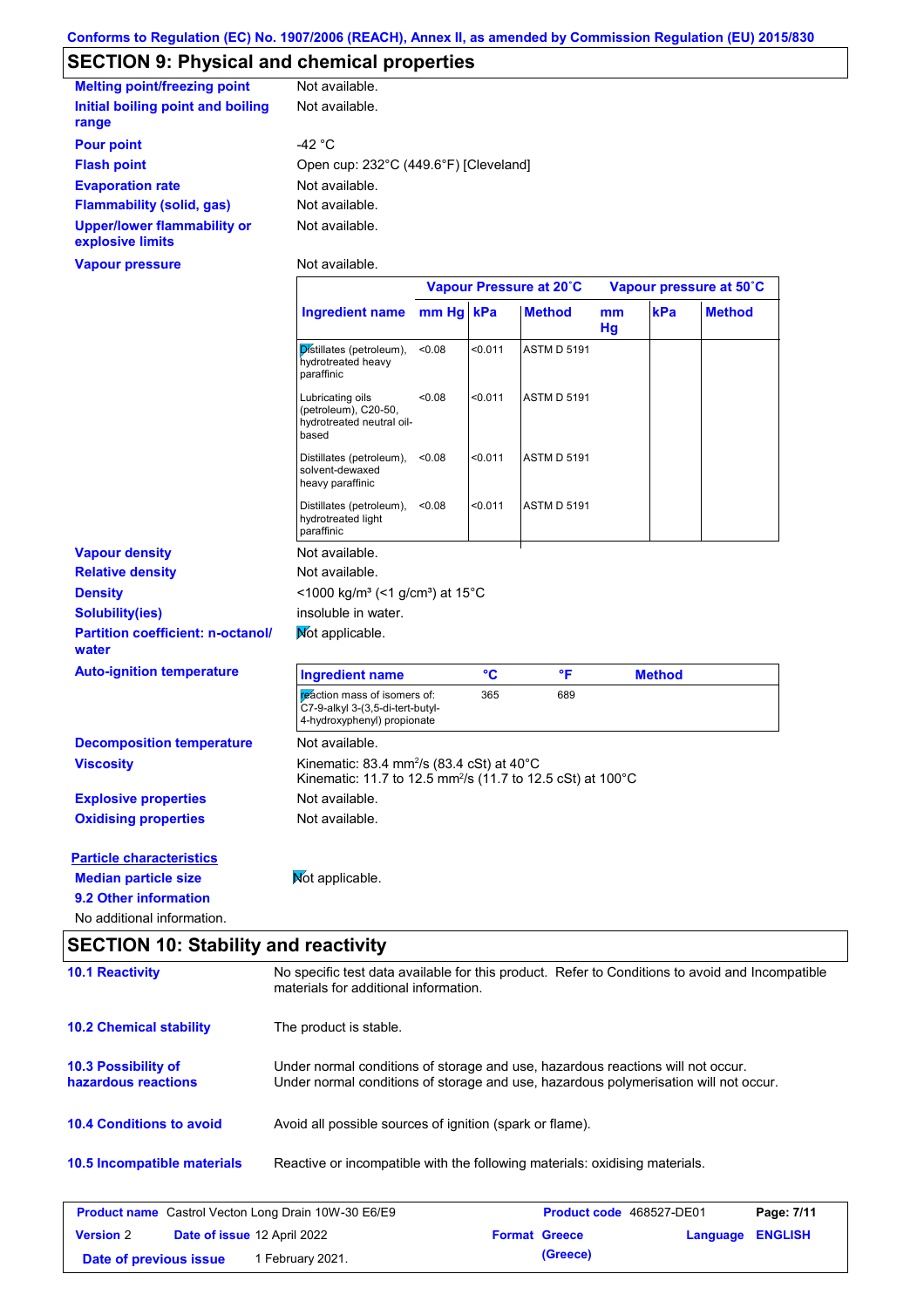Conforms to Regulation (EC) No. 1907/2006 (REACH), Annex II, as amended by Commission Regulation (EU) 2015/830

## SECTION 9: Physical and chemical properties

**Melting point/freezing point**: Not available.

**Initial boiling point and boiling range**: Not available.

**Pour point**: -42 °C

**Flash point**: Open cup: 232°C (449.6°F) [Cleveland]

**Evaporation rate**: Not available.

**Flammability (solid, gas)**: Not available.

**Upper/lower flammability or explosive limits**: Not available.

**Vapour pressure**: Not available.

| | Vapour Pressure at 20˚C | | | Vapour pressure at 50˚C | | |
|---|---|---|---|---|---|---|
| **Ingredient name** | **mm Hg** | **kPa** | **Method** | **mm Hg** | **kPa** | **Method** |
| Distillates (petroleum), hydrotreated heavy paraffinic | <0.08 | <0.011 | ASTM D 5191 | | | |
| Lubricating oils (petroleum), C20-50, hydrotreated neutral oil-based | <0.08 | <0.011 | ASTM D 5191 | | | |
| Distillates (petroleum), solvent-dewaxed heavy paraffinic | <0.08 | <0.011 | ASTM D 5191 | | | |
| Distillates (petroleum), hydrotreated light paraffinic | <0.08 | <0.011 | ASTM D 5191 | | | |

**Vapour density**: Not available.

**Relative density**: Not available.

**Density**: <1000 kg/m³ (<1 g/cm³) at 15°C

**Solubility(ies)**: insoluble in water.

**Partition coefficient: n-octanol/water**: Not applicable.

**Auto-ignition temperature**:

| Ingredient name | °C | °F | Method |
|---|---|---|---|
| reaction mass of isomers of: C7-9-alkyl 3-(3,5-di-tert-butyl-4-hydroxyphenyl) propionate | 365 | 689 | |

**Decomposition temperature**: Not available.

**Viscosity**: Kinematic: 83.4 mm²/s (83.4 cSt) at 40°C
Kinematic: 11.7 to 12.5 mm²/s (11.7 to 12.5 cSt) at 100°C

**Explosive properties**: Not available.

**Oxidising properties**: Not available.

**Particle characteristics**

**Median particle size**: Not applicable.

**9.2 Other information**

No additional information.

## SECTION 10: Stability and reactivity

**10.1 Reactivity**: No specific test data available for this product. Refer to Conditions to avoid and Incompatible materials for additional information.

**10.2 Chemical stability**: The product is stable.

**10.3 Possibility of hazardous reactions**: Under normal conditions of storage and use, hazardous reactions will not occur.
Under normal conditions of storage and use, hazardous polymerisation will not occur.

**10.4 Conditions to avoid**: Avoid all possible sources of ignition (spark or flame).

**10.5 Incompatible materials**: Reactive or incompatible with the following materials: oxidising materials.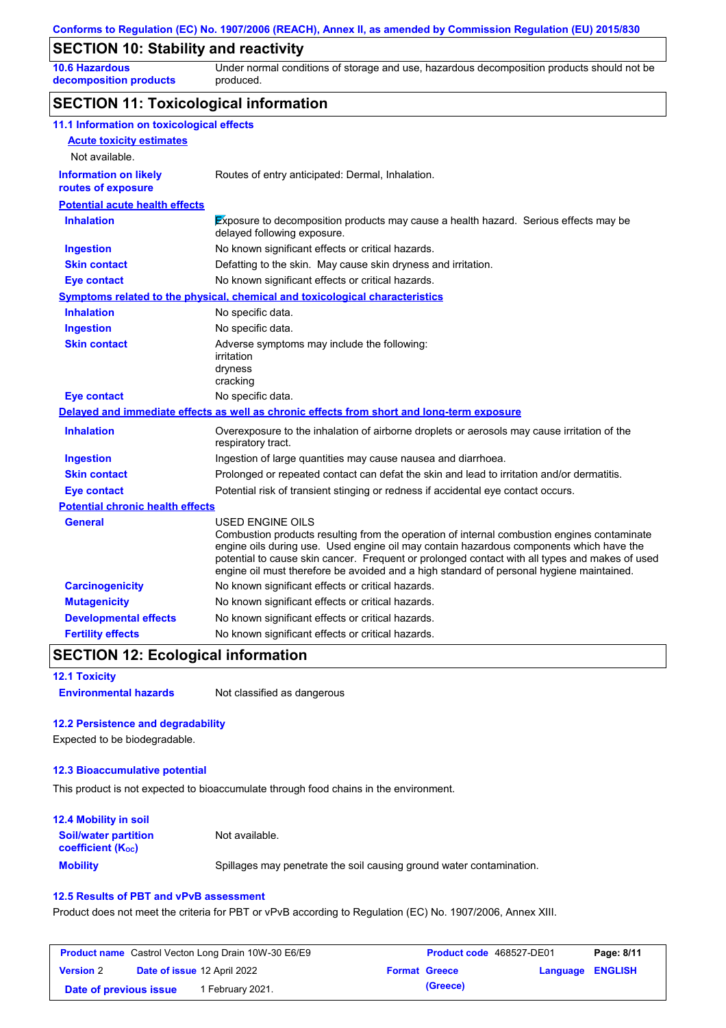## SECTION 10: Stability and reactivity

| | |
|---|---|
| **10.6 Hazardous decomposition products** | Under normal conditions of storage and use, hazardous decomposition products should not be produced. |

## SECTION 11: Toxicological information

### 11.1 Information on toxicological effects

**Acute toxicity estimates**

Not available.

| | |
|---|---|
| **Information on likely routes of exposure** | Routes of entry anticipated: Dermal, Inhalation. |

**Potential acute health effects**

| | |
|---|---|
| **Inhalation** | Exposure to decomposition products may cause a health hazard. Serious effects may be delayed following exposure. |
| **Ingestion** | No known significant effects or critical hazards. |
| **Skin contact** | Defatting to the skin. May cause skin dryness and irritation. |
| **Eye contact** | No known significant effects or critical hazards. |

**Symptoms related to the physical, chemical and toxicological characteristics**

| | |
|---|---|
| **Inhalation** | No specific data. |
| **Ingestion** | No specific data. |
| **Skin contact** | Adverse symptoms may include the following:<br>irritation<br>dryness<br>cracking |
| **Eye contact** | No specific data. |

**Delayed and immediate effects as well as chronic effects from short and long-term exposure**

| | |
|---|---|
| **Inhalation** | Overexposure to the inhalation of airborne droplets or aerosols may cause irritation of the respiratory tract. |
| **Ingestion** | Ingestion of large quantities may cause nausea and diarrhoea. |
| **Skin contact** | Prolonged or repeated contact can defat the skin and lead to irritation and/or dermatitis. |
| **Eye contact** | Potential risk of transient stinging or redness if accidental eye contact occurs. |

**Potential chronic health effects**

| | |
|---|---|
| **General** | USED ENGINE OILS<br>Combustion products resulting from the operation of internal combustion engines contaminate engine oils during use. Used engine oil may contain hazardous components which have the potential to cause skin cancer. Frequent or prolonged contact with all types and makes of used engine oil must therefore be avoided and a high standard of personal hygiene maintained. |
| **Carcinogenicity** | No known significant effects or critical hazards. |
| **Mutagenicity** | No known significant effects or critical hazards. |
| **Developmental effects** | No known significant effects or critical hazards. |
| **Fertility effects** | No known significant effects or critical hazards. |

## SECTION 12: Ecological information

### 12.1 Toxicity

| | |
|---|---|
| **Environmental hazards** | Not classified as dangerous |

### 12.2 Persistence and degradability

Expected to be biodegradable.

### 12.3 Bioaccumulative potential

This product is not expected to bioaccumulate through food chains in the environment.

### 12.4 Mobility in soil

| | |
|---|---|
| **Soil/water partition coefficient ($K_{OC}$)** | Not available. |
| **Mobility** | Spillages may penetrate the soil causing ground water contamination. |

### 12.5 Results of PBT and vPvB assessment

Product does not meet the criteria for PBT or vPvB according to Regulation (EC) No. 1907/2006, Annex XIII.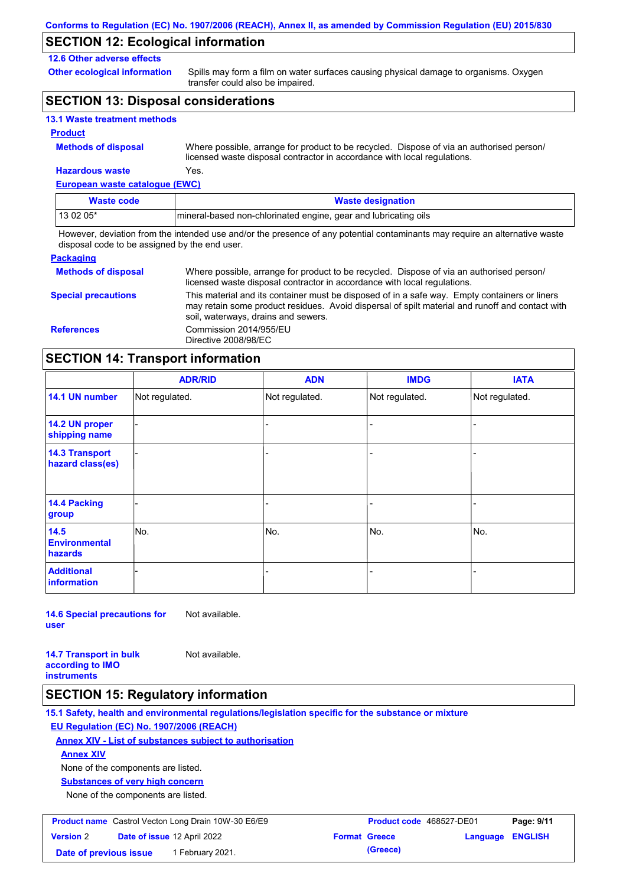## SECTION 12: Ecological information

**12.6 Other adverse effects**

**Other ecological information**: Spills may form a film on water surfaces causing physical damage to organisms. Oxygen transfer could also be impaired.

## SECTION 13: Disposal considerations

**13.1 Waste treatment methods**

**Product**

**Methods of disposal**: Where possible, arrange for product to be recycled. Dispose of via an authorised person/ licensed waste disposal contractor in accordance with local regulations.

**Hazardous waste**: Yes.

**European waste catalogue (EWC)**

| Waste code | Waste designation |
|---|---|
| 13 02 05* | mineral-based non-chlorinated engine, gear and lubricating oils |

However, deviation from the intended use and/or the presence of any potential contaminants may require an alternative waste disposal code to be assigned by the end user.

**Packaging**

**Methods of disposal**: Where possible, arrange for product to be recycled. Dispose of via an authorised person/ licensed waste disposal contractor in accordance with local regulations.

**Special precautions**: This material and its container must be disposed of in a safe way. Empty containers or liners may retain some product residues. Avoid dispersal of spilt material and runoff and contact with soil, waterways, drains and sewers.

**References**: Commission 2014/955/EU
Directive 2008/98/EC

## SECTION 14: Transport information

| | ADR/RID | ADN | IMDG | IATA |
|---|---|---|---|---|
| 14.1 UN number | Not regulated. | Not regulated. | Not regulated. | Not regulated. |
| 14.2 UN proper shipping name | - | - | - | - |
| 14.3 Transport hazard class(es) | - | - | - | - |
| 14.4 Packing group | - | - | - | - |
| 14.5 Environmental hazards | No. | No. | No. | No. |
| Additional information | - | - | - | - |

**14.6 Special precautions for user**: Not available.

**14.7 Transport in bulk according to IMO instruments**: Not available.

## SECTION 15: Regulatory information

**15.1 Safety, health and environmental regulations/legislation specific for the substance or mixture**

**EU Regulation (EC) No. 1907/2006 (REACH)**

**Annex XIV - List of substances subject to authorisation**

**Annex XIV**

None of the components are listed.

**Substances of very high concern**

None of the components are listed.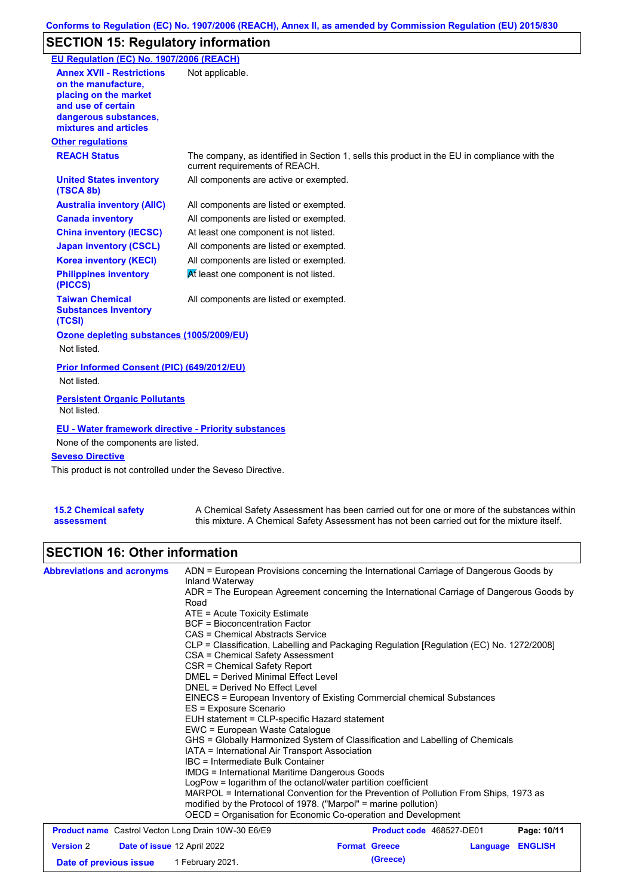## SECTION 15: Regulatory information

**EU Regulation (EC) No. 1907/2006 (REACH)**

| | |
|---|---|
| **Annex XVII - Restrictions on the manufacture, placing on the market and use of certain dangerous substances, mixtures and articles** | Not applicable. |

**Other regulations**

| | |
|---|---|
| **REACH Status** | The company, as identified in Section 1, sells this product in the EU in compliance with the current requirements of REACH. |
| **United States inventory (TSCA 8b)** | All components are active or exempted. |
| **Australia inventory (AIIC)** | All components are listed or exempted. |
| **Canada inventory** | All components are listed or exempted. |
| **China inventory (IECSC)** | At least one component is not listed. |
| **Japan inventory (CSCL)** | All components are listed or exempted. |
| **Korea inventory (KECI)** | All components are listed or exempted. |
| **Philippines inventory (PICCS)** | At least one component is not listed. |
| **Taiwan Chemical Substances Inventory (TCSI)** | All components are listed or exempted. |

**Ozone depleting substances (1005/2009/EU)**

Not listed.

**Prior Informed Consent (PIC) (649/2012/EU)**

Not listed.

**Persistent Organic Pollutants**

Not listed.

**EU - Water framework directive - Priority substances**

None of the components are listed.

**Seveso Directive**

This product is not controlled under the Seveso Directive.

**15.2 Chemical safety assessment**

A Chemical Safety Assessment has been carried out for one or more of the substances within this mixture. A Chemical Safety Assessment has not been carried out for the mixture itself.

## SECTION 16: Other information

**Abbreviations and acronyms**

ADN = European Provisions concerning the International Carriage of Dangerous Goods by Inland Waterway
ADR = The European Agreement concerning the International Carriage of Dangerous Goods by Road
ATE = Acute Toxicity Estimate
BCF = Bioconcentration Factor
CAS = Chemical Abstracts Service
CLP = Classification, Labelling and Packaging Regulation [Regulation (EC) No. 1272/2008]
CSA = Chemical Safety Assessment
CSR = Chemical Safety Report
DMEL = Derived Minimal Effect Level
DNEL = Derived No Effect Level
EINECS = European Inventory of Existing Commercial chemical Substances
ES = Exposure Scenario
EUH statement = CLP-specific Hazard statement
EWC = European Waste Catalogue
GHS = Globally Harmonized System of Classification and Labelling of Chemicals
IATA = International Air Transport Association
IBC = Intermediate Bulk Container
IMDG = International Maritime Dangerous Goods
LogPow = logarithm of the octanol/water partition coefficient
MARPOL = International Convention for the Prevention of Pollution From Ships, 1973 as modified by the Protocol of 1978. ("Marpol" = marine pollution)
OECD = Organisation for Economic Co-operation and Development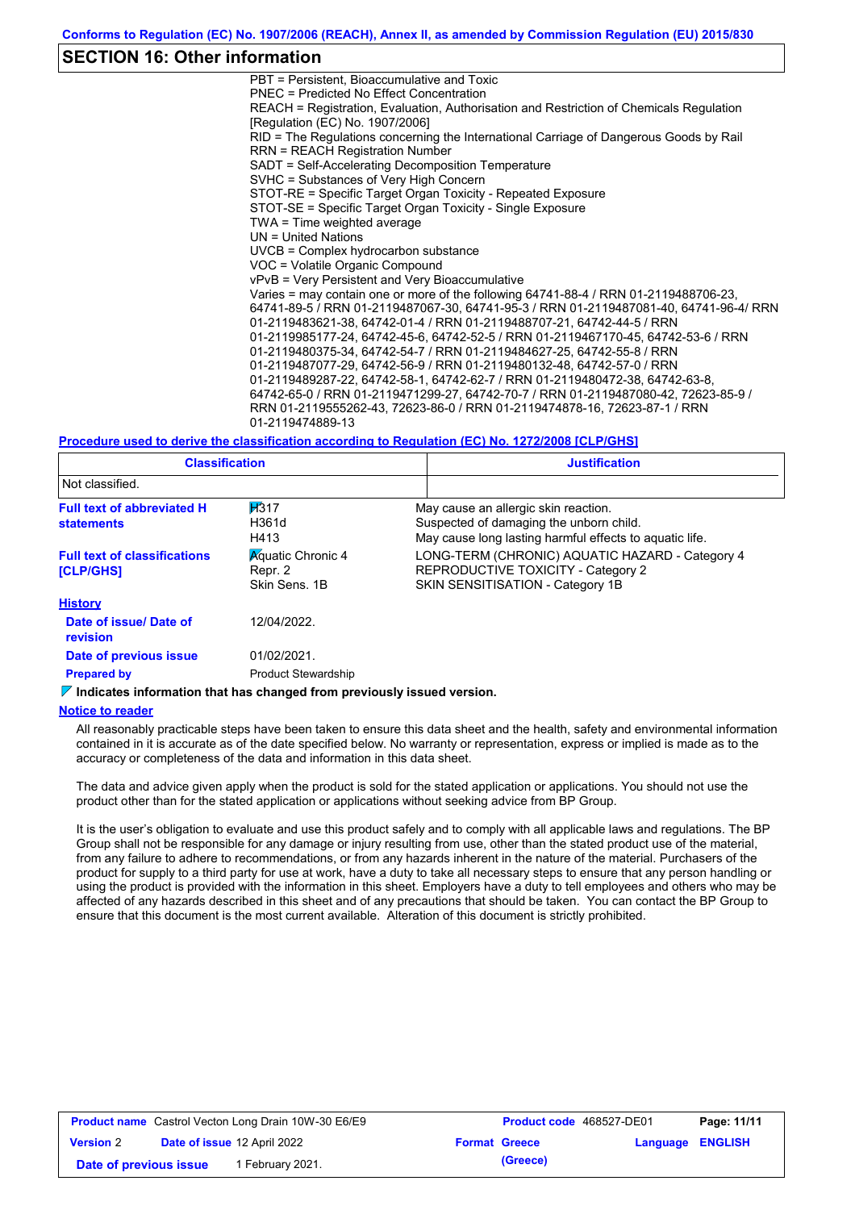## SECTION 16: Other information

PBT = Persistent, Bioaccumulative and Toxic
PNEC = Predicted No Effect Concentration
REACH = Registration, Evaluation, Authorisation and Restriction of Chemicals Regulation [Regulation (EC) No. 1907/2006]
RID = The Regulations concerning the International Carriage of Dangerous Goods by Rail
RRN = REACH Registration Number
SADT = Self-Accelerating Decomposition Temperature
SVHC = Substances of Very High Concern
STOT-RE = Specific Target Organ Toxicity - Repeated Exposure
STOT-SE = Specific Target Organ Toxicity - Single Exposure
TWA = Time weighted average
UN = United Nations
UVCB = Complex hydrocarbon substance
VOC = Volatile Organic Compound
vPvB = Very Persistent and Very Bioaccumulative
Varies = may contain one or more of the following 64741-88-4 / RRN 01-2119488706-23, 64741-89-5 / RRN 01-2119487067-30, 64741-95-3 / RRN 01-2119487081-40, 64741-96-4/ RRN 01-2119483621-38, 64742-01-4 / RRN 01-2119488707-21, 64742-44-5 / RRN 01-2119985177-24, 64742-45-6, 64742-52-5 / RRN 01-2119467170-45, 64742-53-6 / RRN 01-2119480375-34, 64742-54-7 / RRN 01-2119484627-25, 64742-55-8 / RRN 01-2119487077-29, 64742-56-9 / RRN 01-2119480132-48, 64742-57-0 / RRN 01-2119489287-22, 64742-58-1, 64742-62-7 / RRN 01-2119480472-38, 64742-63-8, 64742-65-0 / RRN 01-2119471299-27, 64742-70-7 / RRN 01-2119487080-42, 72623-85-9 / RRN 01-2119555262-43, 72623-86-0 / RRN 01-2119474878-16, 72623-87-1 / RRN 01-2119474889-13

**Procedure used to derive the classification according to Regulation (EC) No. 1272/2008 [CLP/GHS]**

| Classification | Justification |
|---|---|
| Not classified. | |

**Full text of abbreviated H statements**

| | |
|---|---|
| H317 | May cause an allergic skin reaction. |
| H361d | Suspected of damaging the unborn child. |
| H413 | May cause long lasting harmful effects to aquatic life. |

**Full text of classifications [CLP/GHS]**

| | |
|---|---|
| Aquatic Chronic 4 | LONG-TERM (CHRONIC) AQUATIC HAZARD - Category 4 |
| Repr. 2 | REPRODUCTIVE TOXICITY - Category 2 |
| Skin Sens. 1B | SKIN SENSITISATION - Category 1B |

**History**

**Date of issue/ Date of revision** 12/04/2022.

**Date of previous issue** 01/02/2021.

**Prepared by** Product Stewardship

**Indicates information that has changed from previously issued version.**

**Notice to reader**

All reasonably practicable steps have been taken to ensure this data sheet and the health, safety and environmental information contained in it is accurate as of the date specified below. No warranty or representation, express or implied is made as to the accuracy or completeness of the data and information in this data sheet.

The data and advice given apply when the product is sold for the stated application or applications. You should not use the product other than for the stated application or applications without seeking advice from BP Group.

It is the user's obligation to evaluate and use this product safely and to comply with all applicable laws and regulations. The BP Group shall not be responsible for any damage or injury resulting from use, other than the stated product use of the material, from any failure to adhere to recommendations, or from any hazards inherent in the nature of the material. Purchasers of the product for supply to a third party for use at work, have a duty to take all necessary steps to ensure that any person handling or using the product is provided with the information in this sheet. Employers have a duty to tell employees and others who may be affected of any hazards described in this sheet and of any precautions that should be taken. You can contact the BP Group to ensure that this document is the most current available. Alteration of this document is strictly prohibited.